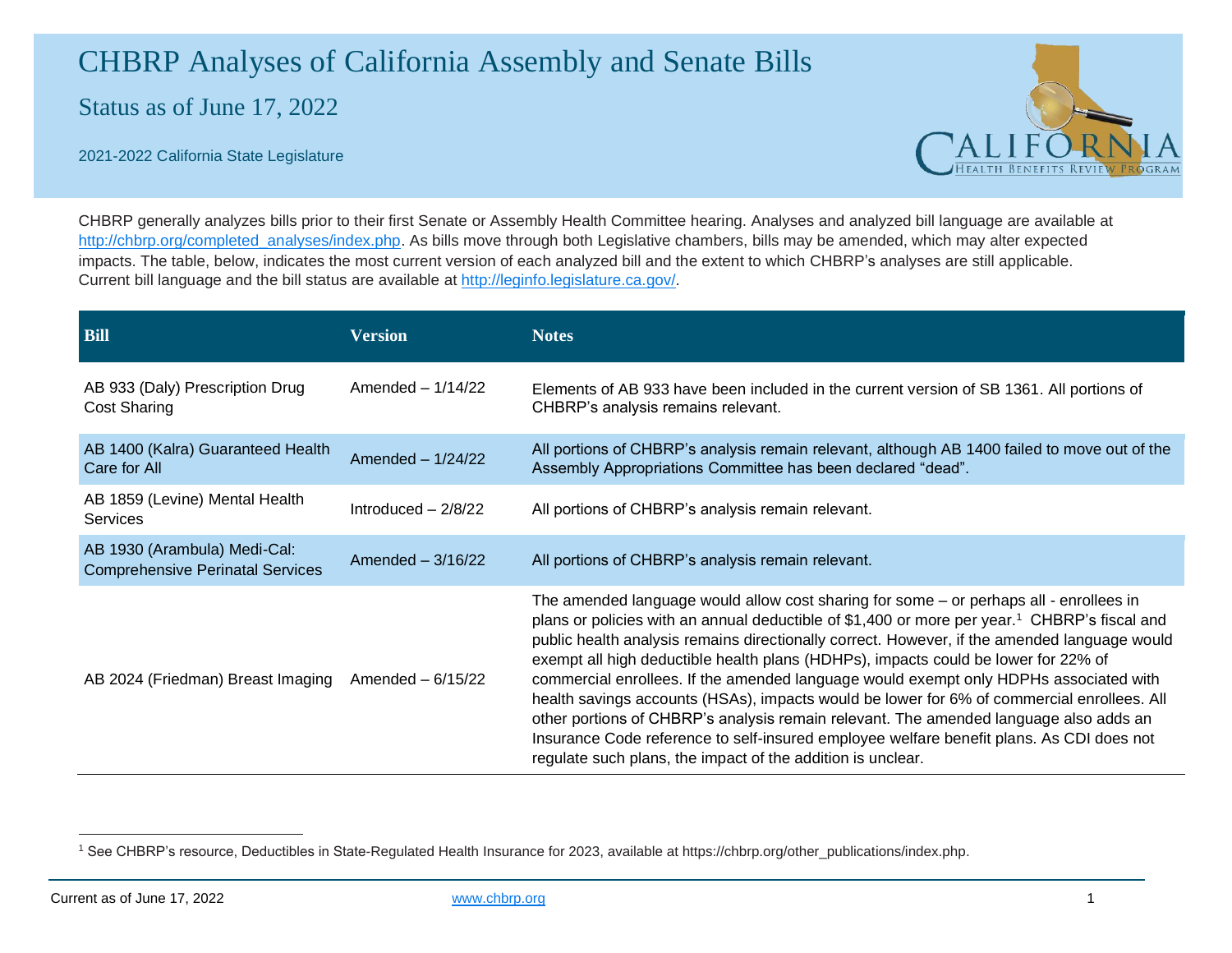# CHBRP Analyses of California Assembly and Senate Bills

## Status as of June 17, 2022

2021-2022 California State Legislature

CHBRP generally analyzes bills prior to their first Senate or Assembly Health Committee hearing. Analyses and analyzed bill language are available at http://chbrp.org/completed_analyses/index.php. As bills move through both Legislative chambers, bills may be amended, which may alter expected impacts. The table, below, indicates the most current version of each analyzed bill and the extent to which CHBRP's analyses are still applicable. Current bill language and the bill status are available at http://leginfo.legislature.ca.gov/.

| Bill | Version | Notes |
|---|---|---|
| AB 933 (Daly) Prescription Drug Cost Sharing | Amended – 1/14/22 | Elements of AB 933 have been included in the current version of SB 1361. All portions of CHBRP's analysis remains relevant. |
| AB 1400 (Kalra) Guaranteed Health Care for All | Amended – 1/24/22 | All portions of CHBRP's analysis remain relevant, although AB 1400 failed to move out of the Assembly Appropriations Committee has been declared "dead". |
| AB 1859 (Levine) Mental Health Services | Introduced – 2/8/22 | All portions of CHBRP's analysis remain relevant. |
| AB 1930 (Arambula) Medi-Cal: Comprehensive Perinatal Services | Amended – 3/16/22 | All portions of CHBRP's analysis remain relevant. |
| AB 2024 (Friedman) Breast Imaging | Amended – 6/15/22 | The amended language would allow cost sharing for some – or perhaps all - enrollees in plans or policies with an annual deductible of $1,400 or more per year.[1] CHBRP's fiscal and public health analysis remains directionally correct. However, if the amended language would exempt all high deductible health plans (HDHPs), impacts could be lower for 22% of commercial enrollees. If the amended language would exempt only HDPHs associated with health savings accounts (HSAs), impacts would be lower for 6% of commercial enrollees. All other portions of CHBRP's analysis remain relevant. The amended language also adds an Insurance Code reference to self-insured employee welfare benefit plans. As CDI does not regulate such plans, the impact of the addition is unclear. |

[1] See CHBRP's resource, Deductibles in State-Regulated Health Insurance for 2023, available at https://chbrp.org/other_publications/index.php.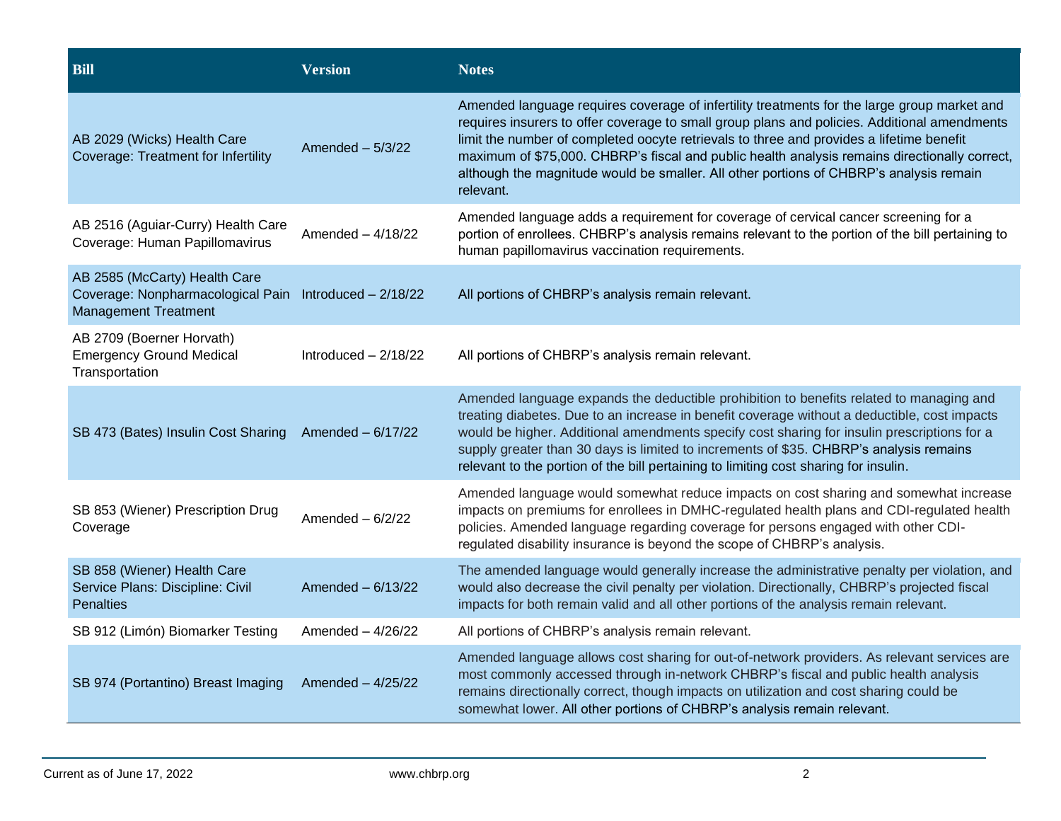| Bill | Version | Notes |
| --- | --- | --- |
| AB 2029 (Wicks) Health Care Coverage: Treatment for Infertility | Amended – 5/3/22 | Amended language requires coverage of infertility treatments for the large group market and requires insurers to offer coverage to small group plans and policies. Additional amendments limit the number of completed oocyte retrievals to three and provides a lifetime benefit maximum of $75,000. CHBRP's fiscal and public health analysis remains directionally correct, although the magnitude would be smaller. All other portions of CHBRP's analysis remain relevant. |
| AB 2516 (Aguiar-Curry) Health Care Coverage: Human Papillomavirus | Amended – 4/18/22 | Amended language adds a requirement for coverage of cervical cancer screening for a portion of enrollees. CHBRP's analysis remains relevant to the portion of the bill pertaining to human papillomavirus vaccination requirements. |
| AB 2585 (McCarty) Health Care Coverage: Nonpharmacological Pain Management Treatment | Introduced – 2/18/22 | All portions of CHBRP's analysis remain relevant. |
| AB 2709 (Boerner Horvath) Emergency Ground Medical Transportation | Introduced – 2/18/22 | All portions of CHBRP's analysis remain relevant. |
| SB 473 (Bates) Insulin Cost Sharing | Amended – 6/17/22 | Amended language expands the deductible prohibition to benefits related to managing and treating diabetes. Due to an increase in benefit coverage without a deductible, cost impacts would be higher. Additional amendments specify cost sharing for insulin prescriptions for a supply greater than 30 days is limited to increments of $35. CHBRP's analysis remains relevant to the portion of the bill pertaining to limiting cost sharing for insulin. |
| SB 853 (Wiener) Prescription Drug Coverage | Amended – 6/2/22 | Amended language would somewhat reduce impacts on cost sharing and somewhat increase impacts on premiums for enrollees in DMHC-regulated health plans and CDI-regulated health policies. Amended language regarding coverage for persons engaged with other CDI-regulated disability insurance is beyond the scope of CHBRP's analysis. |
| SB 858 (Wiener) Health Care Service Plans: Discipline: Civil Penalties | Amended – 6/13/22 | The amended language would generally increase the administrative penalty per violation, and would also decrease the civil penalty per violation. Directionally, CHBRP's projected fiscal impacts for both remain valid and all other portions of the analysis remain relevant. |
| SB 912 (Limón) Biomarker Testing | Amended – 4/26/22 | All portions of CHBRP's analysis remain relevant. |
| SB 974 (Portantino) Breast Imaging | Amended – 4/25/22 | Amended language allows cost sharing for out-of-network providers. As relevant services are most commonly accessed through in-network CHBRP's fiscal and public health analysis remains directionally correct, though impacts on utilization and cost sharing could be somewhat lower. All other portions of CHBRP's analysis remain relevant. |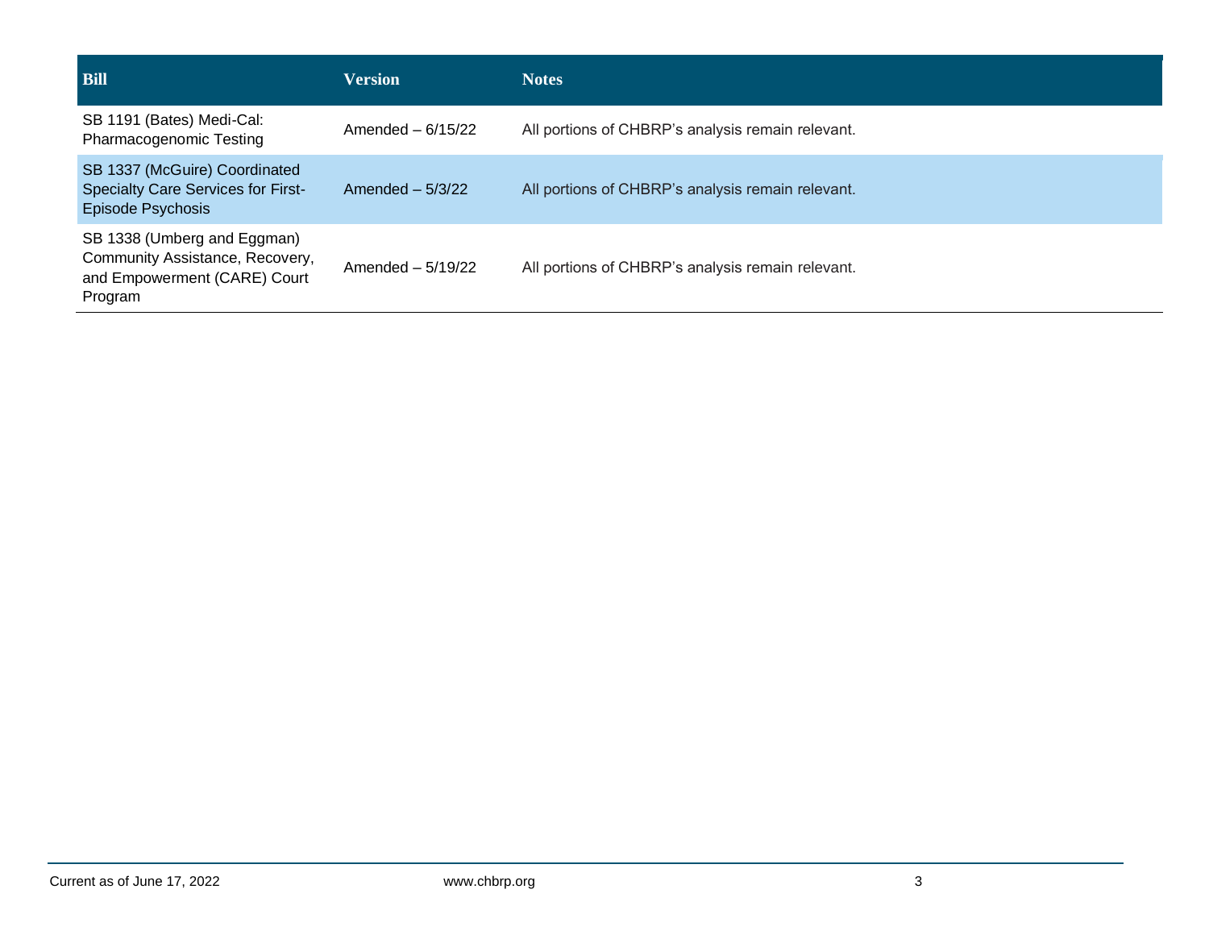| Bill | Version | Notes |
|---|---|---|
| SB 1191 (Bates) Medi-Cal: Pharmacogenomic Testing | Amended – 6/15/22 | All portions of CHBRP's analysis remain relevant. |
| SB 1337 (McGuire) Coordinated Specialty Care Services for First-Episode Psychosis | Amended – 5/3/22 | All portions of CHBRP's analysis remain relevant. |
| SB 1338 (Umberg and Eggman) Community Assistance, Recovery, and Empowerment (CARE) Court Program | Amended – 5/19/22 | All portions of CHBRP's analysis remain relevant. |